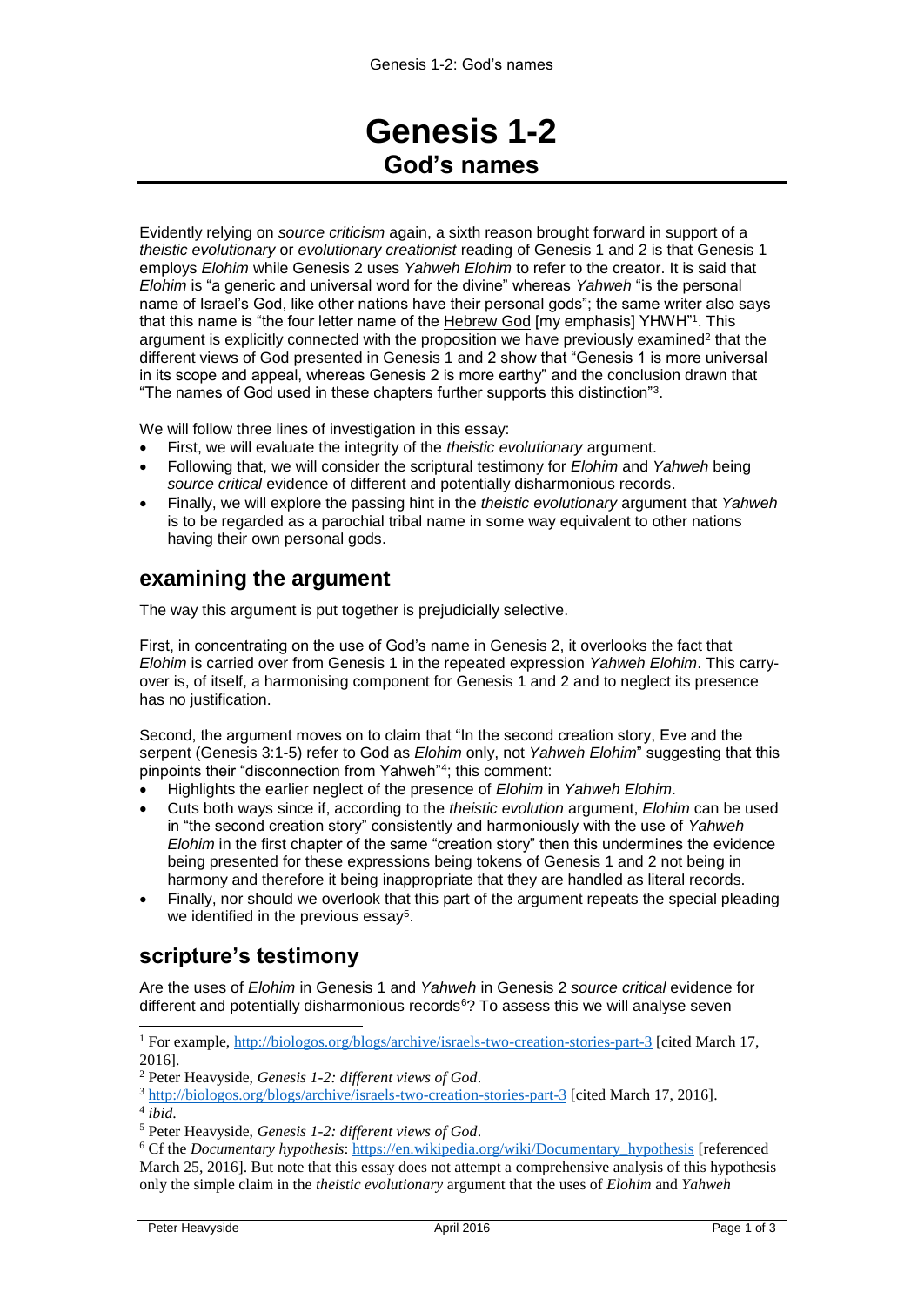# Genesis 1-2

## God's names

Evidently relying on *source criticism* again, a sixth reason brought forward in support of a *theistic evolutionary* or *evolutionary creationist* reading of Genesis 1 and 2 is that Genesis 1 employs *Elohim* while Genesis 2 uses *Yahweh Elohim* to refer to the creator. It is said that *Elohim* is "a generic and universal word for the divine" whereas *Yahweh* "is the personal name of Israel's God, like other nations have their personal gods"; the same writer also says that this name is "the four letter name of the Hebrew God [my emphasis] YHWH"[1]. This argument is explicitly connected with the proposition we have previously examined[2] that the different views of God presented in Genesis 1 and 2 show that "Genesis 1 is more universal in its scope and appeal, whereas Genesis 2 is more earthy" and the conclusion drawn that "The names of God used in these chapters further supports this distinction"[3].

We will follow three lines of investigation in this essay:

- First, we will evaluate the integrity of the *theistic evolutionary* argument.
- Following that, we will consider the scriptural testimony for *Elohim* and *Yahweh* being *source critical* evidence of different and potentially disharmonious records.
- Finally, we will explore the passing hint in the *theistic evolutionary* argument that *Yahweh* is to be regarded as a parochial tribal name in some way equivalent to other nations having their own personal gods.

## examining the argument

The way this argument is put together is prejudicially selective.

First, in concentrating on the use of God's name in Genesis 2, it overlooks the fact that *Elohim* is carried over from Genesis 1 in the repeated expression *Yahweh Elohim*. This carry-over is, of itself, a harmonising component for Genesis 1 and 2 and to neglect its presence has no justification.

Second, the argument moves on to claim that "In the second creation story, Eve and the serpent (Genesis 3:1-5) refer to God as *Elohim* only, not *Yahweh Elohim*" suggesting that this pinpoints their "disconnection from Yahweh"[4]; this comment:

- Highlights the earlier neglect of the presence of *Elohim* in *Yahweh Elohim*.
- Cuts both ways since if, according to the *theistic evolution* argument, *Elohim* can be used in "the second creation story" consistently and harmoniously with the use of *Yahweh Elohim* in the first chapter of the same "creation story" then this undermines the evidence being presented for these expressions being tokens of Genesis 1 and 2 not being in harmony and therefore it being inappropriate that they are handled as literal records.
- Finally, nor should we overlook that this part of the argument repeats the special pleading we identified in the previous essay[5].

## scripture's testimony

Are the uses of *Elohim* in Genesis 1 and *Yahweh* in Genesis 2 *source critical* evidence for different and potentially disharmonious records[6]? To assess this we will analyse seven

---

[1] For example, http://biologos.org/blogs/archive/israels-two-creation-stories-part-3 [cited March 17, 2016].

[2] Peter Heavyside, *Genesis 1-2: different views of God*.

[3] http://biologos.org/blogs/archive/israels-two-creation-stories-part-3 [cited March 17, 2016].

[4] *ibid.*

[5] Peter Heavyside, *Genesis 1-2: different views of God*.

[6] Cf the *Documentary hypothesis*: https://en.wikipedia.org/wiki/Documentary_hypothesis [referenced March 25, 2016]. But note that this essay does not attempt a comprehensive analysis of this hypothesis only the simple claim in the *theistic evolutionary* argument that the uses of *Elohim* and *Yahweh*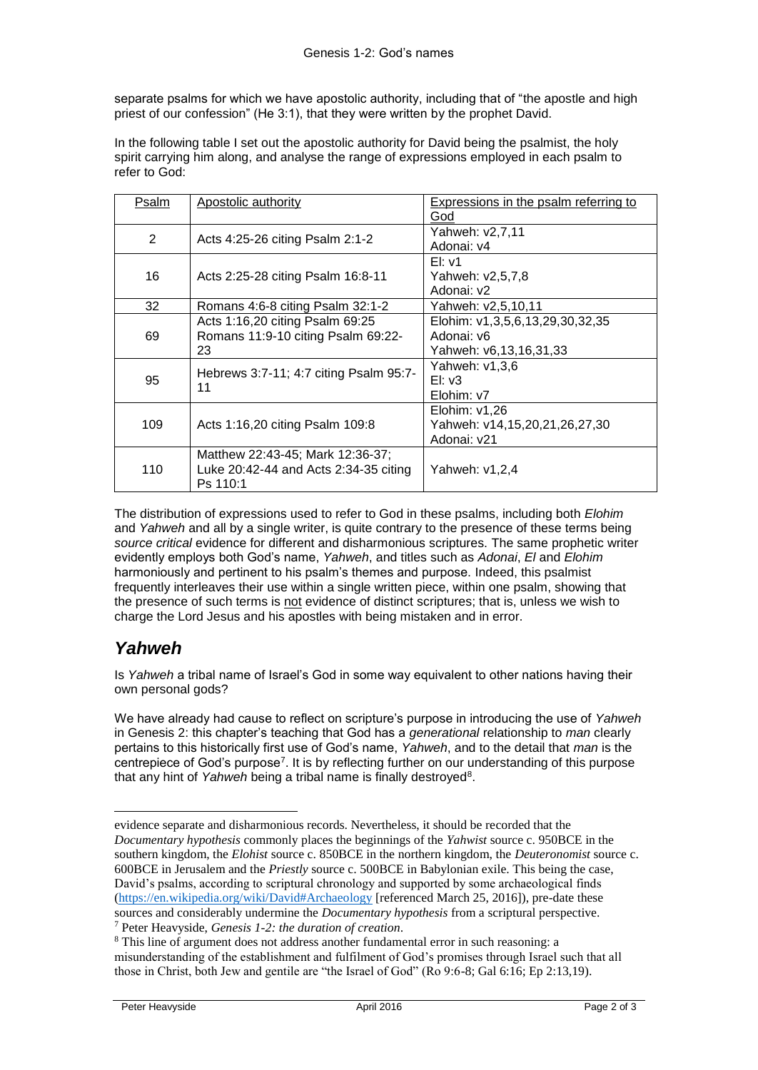separate psalms for which we have apostolic authority, including that of "the apostle and high priest of our confession" (He 3:1), that they were written by the prophet David.

In the following table I set out the apostolic authority for David being the psalmist, the holy spirit carrying him along, and analyse the range of expressions employed in each psalm to refer to God:

| Psalm | Apostolic authority | Expressions in the psalm referring to God |
|---|---|---|
| 2 | Acts 4:25-26 citing Psalm 2:1-2 | Yahweh: v2,7,11<br>Adonai: v4 |
| 16 | Acts 2:25-28 citing Psalm 16:8-11 | El: v1<br>Yahweh: v2,5,7,8<br>Adonai: v2 |
| 32 | Romans 4:6-8 citing Psalm 32:1-2 | Yahweh: v2,5,10,11 |
| 69 | Acts 1:16,20 citing Psalm 69:25<br>Romans 11:9-10 citing Psalm 69:22-23 | Elohim: v1,3,5,6,13,29,30,32,35<br>Adonai: v6<br>Yahweh: v6,13,16,31,33 |
| 95 | Hebrews 3:7-11; 4:7 citing Psalm 95:7-11 | Yahweh: v1,3,6<br>El: v3<br>Elohim: v7 |
| 109 | Acts 1:16,20 citing Psalm 109:8 | Elohim: v1,26<br>Yahweh: v14,15,20,21,26,27,30<br>Adonai: v21 |
| 110 | Matthew 22:43-45; Mark 12:36-37; Luke 20:42-44 and Acts 2:34-35 citing Ps 110:1 | Yahweh: v1,2,4 |

The distribution of expressions used to refer to God in these psalms, including both *Elohim* and *Yahweh* and all by a single writer, is quite contrary to the presence of these terms being *source critical* evidence for different and disharmonious scriptures. The same prophetic writer evidently employs both God's name, *Yahweh*, and titles such as *Adonai*, *El* and *Elohim* harmoniously and pertinent to his psalm's themes and purpose. Indeed, this psalmist frequently interleaves their use within a single written piece, within one psalm, showing that the presence of such terms is not evidence of distinct scriptures; that is, unless we wish to charge the Lord Jesus and his apostles with being mistaken and in error.

## *Yahweh*

Is *Yahweh* a tribal name of Israel's God in some way equivalent to other nations having their own personal gods?

We have already had cause to reflect on scripture's purpose in introducing the use of *Yahweh* in Genesis 2: this chapter's teaching that God has a *generational* relationship to *man* clearly pertains to this historically first use of God's name, *Yahweh*, and to the detail that *man* is the centrepiece of God's purpose[7]. It is by reflecting further on our understanding of this purpose that any hint of *Yahweh* being a tribal name is finally destroyed[8].

---

evidence separate and disharmonious records. Nevertheless, it should be recorded that the *Documentary hypothesis* commonly places the beginnings of the *Yahwist* source c. 950BCE in the southern kingdom, the *Elohist* source c. 850BCE in the northern kingdom, the *Deuteronomist* source c. 600BCE in Jerusalem and the *Priestly* source c. 500BCE in Babylonian exile. This being the case, David's psalms, according to scriptural chronology and supported by some archaeological finds (https://en.wikipedia.org/wiki/David#Archaeology [referenced March 25, 2016]), pre-date these sources and considerably undermine the *Documentary hypothesis* from a scriptural perspective.

[7] Peter Heavyside, *Genesis 1-2: the duration of creation*.

[8] This line of argument does not address another fundamental error in such reasoning: a misunderstanding of the establishment and fulfilment of God's promises through Israel such that all those in Christ, both Jew and gentile are "the Israel of God" (Ro 9:6-8; Gal 6:16; Ep 2:13,19).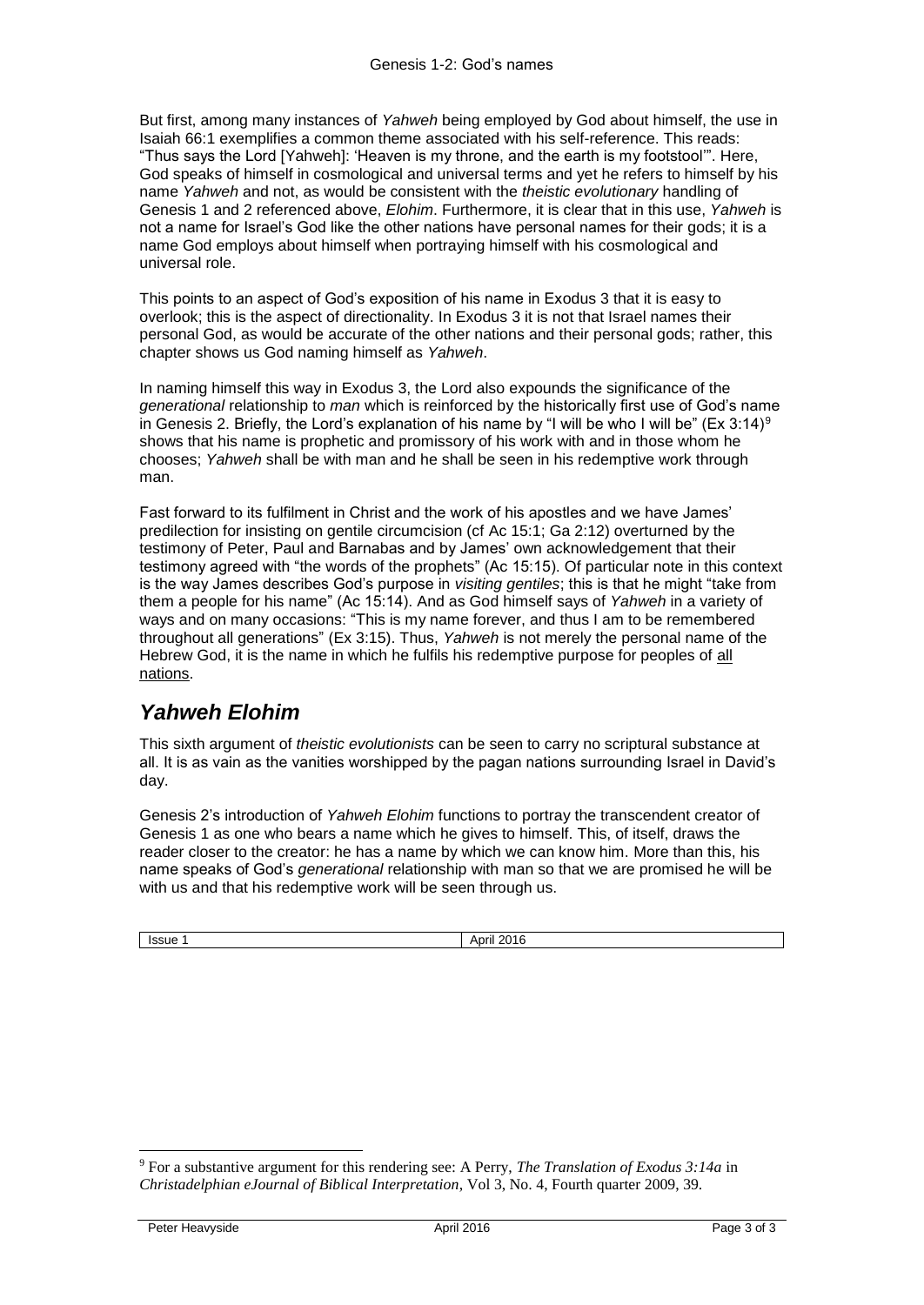But first, among many instances of *Yahweh* being employed by God about himself, the use in Isaiah 66:1 exemplifies a common theme associated with his self-reference. This reads: "Thus says the Lord [Yahweh]: 'Heaven is my throne, and the earth is my footstool'". Here, God speaks of himself in cosmological and universal terms and yet he refers to himself by his name *Yahweh* and not, as would be consistent with the *theistic evolutionary* handling of Genesis 1 and 2 referenced above, *Elohim*. Furthermore, it is clear that in this use, *Yahweh* is not a name for Israel's God like the other nations have personal names for their gods; it is a name God employs about himself when portraying himself with his cosmological and universal role.

This points to an aspect of God's exposition of his name in Exodus 3 that it is easy to overlook; this is the aspect of directionality. In Exodus 3 it is not that Israel names their personal God, as would be accurate of the other nations and their personal gods; rather, this chapter shows us God naming himself as *Yahweh*.

In naming himself this way in Exodus 3, the Lord also expounds the significance of the *generational* relationship to *man* which is reinforced by the historically first use of God's name in Genesis 2. Briefly, the Lord's explanation of his name by "I will be who I will be" (Ex 3:14)[9] shows that his name is prophetic and promissory of his work with and in those whom he chooses; *Yahweh* shall be with man and he shall be seen in his redemptive work through man.

Fast forward to its fulfilment in Christ and the work of his apostles and we have James' predilection for insisting on gentile circumcision (cf Ac 15:1; Ga 2:12) overturned by the testimony of Peter, Paul and Barnabas and by James' own acknowledgement that their testimony agreed with "the words of the prophets" (Ac 15:15). Of particular note in this context is the way James describes God's purpose in *visiting gentiles*; this is that he might "take from them a people for his name" (Ac 15:14). And as God himself says of *Yahweh* in a variety of ways and on many occasions: "This is my name forever, and thus I am to be remembered throughout all generations" (Ex 3:15). Thus, *Yahweh* is not merely the personal name of the Hebrew God, it is the name in which he fulfils his redemptive purpose for peoples of <u>all nations</u>.

## *Yahweh Elohim*

This sixth argument of *theistic evolutionists* can be seen to carry no scriptural substance at all. It is as vain as the vanities worshipped by the pagan nations surrounding Israel in David's day.

Genesis 2's introduction of *Yahweh Elohim* functions to portray the transcendent creator of Genesis 1 as one who bears a name which he gives to himself. This, of itself, draws the reader closer to the creator: he has a name by which we can know him. More than this, his name speaks of God's *generational* relationship with man so that we are promised he will be with us and that his redemptive work will be seen through us.

| | |
|---|---|
| Issue 1 | April 2016 |

[9] For a substantive argument for this rendering see: A Perry, *The Translation of Exodus 3:14a* in *Christadelphian eJournal of Biblical Interpretation*, Vol 3, No. 4, Fourth quarter 2009, 39.